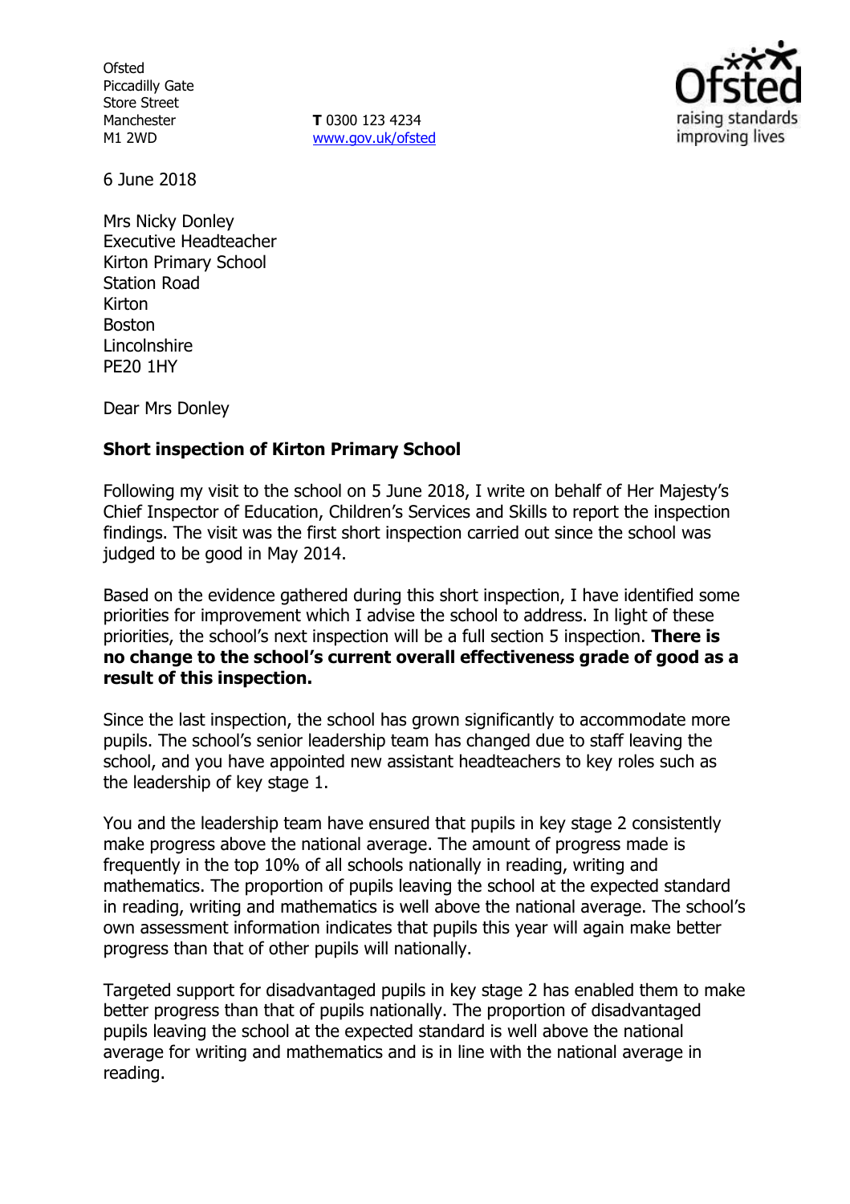Ofsted
Piccadilly Gate
Store Street
Manchester
M1 2WD

**T** 0300 123 4234
www.gov.uk/ofsted

6 June 2018

Mrs Nicky Donley
Executive Headteacher
Kirton Primary School
Station Road
Kirton
Boston
Lincolnshire
PE20 1HY

Dear Mrs Donley

**Short inspection of Kirton Primary School**

Following my visit to the school on 5 June 2018, I write on behalf of Her Majesty's Chief Inspector of Education, Children's Services and Skills to report the inspection findings. The visit was the first short inspection carried out since the school was judged to be good in May 2014.

Based on the evidence gathered during this short inspection, I have identified some priorities for improvement which I advise the school to address. In light of these priorities, the school's next inspection will be a full section 5 inspection. **There is no change to the school's current overall effectiveness grade of good as a result of this inspection.**

Since the last inspection, the school has grown significantly to accommodate more pupils. The school's senior leadership team has changed due to staff leaving the school, and you have appointed new assistant headteachers to key roles such as the leadership of key stage 1.

You and the leadership team have ensured that pupils in key stage 2 consistently make progress above the national average. The amount of progress made is frequently in the top 10% of all schools nationally in reading, writing and mathematics. The proportion of pupils leaving the school at the expected standard in reading, writing and mathematics is well above the national average. The school's own assessment information indicates that pupils this year will again make better progress than that of other pupils will nationally.

Targeted support for disadvantaged pupils in key stage 2 has enabled them to make better progress than that of pupils nationally. The proportion of disadvantaged pupils leaving the school at the expected standard is well above the national average for writing and mathematics and is in line with the national average in reading.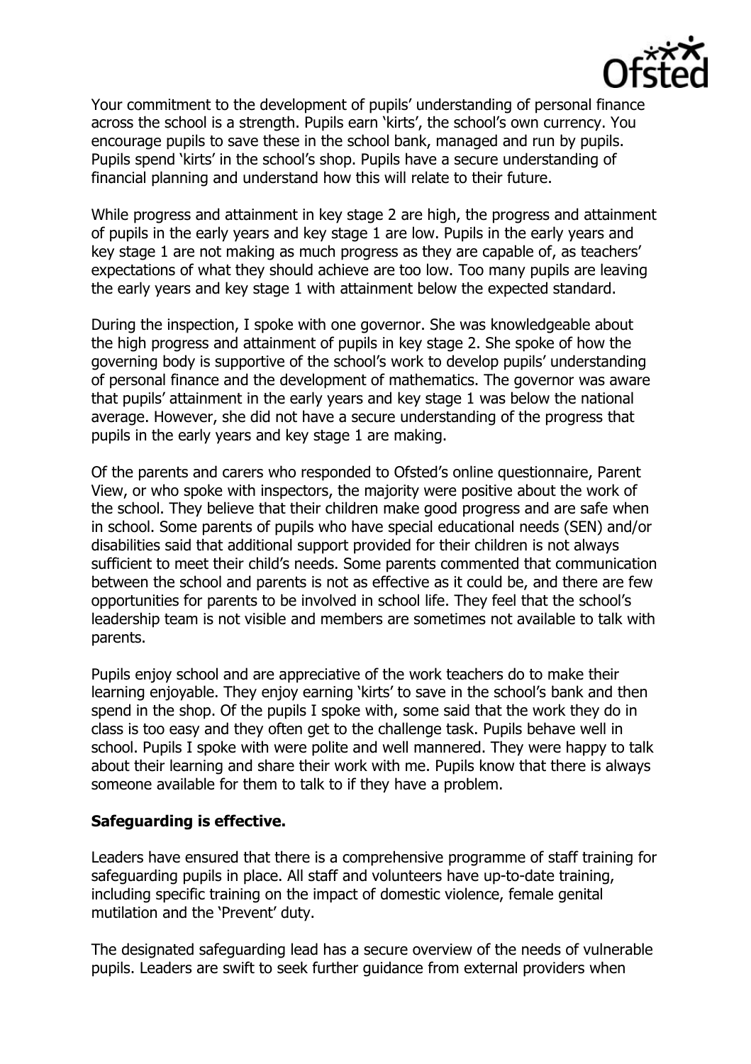Your commitment to the development of pupils' understanding of personal finance across the school is a strength. Pupils earn 'kirts', the school's own currency. You encourage pupils to save these in the school bank, managed and run by pupils. Pupils spend 'kirts' in the school's shop. Pupils have a secure understanding of financial planning and understand how this will relate to their future.

While progress and attainment in key stage 2 are high, the progress and attainment of pupils in the early years and key stage 1 are low. Pupils in the early years and key stage 1 are not making as much progress as they are capable of, as teachers' expectations of what they should achieve are too low. Too many pupils are leaving the early years and key stage 1 with attainment below the expected standard.

During the inspection, I spoke with one governor. She was knowledgeable about the high progress and attainment of pupils in key stage 2. She spoke of how the governing body is supportive of the school's work to develop pupils' understanding of personal finance and the development of mathematics. The governor was aware that pupils' attainment in the early years and key stage 1 was below the national average. However, she did not have a secure understanding of the progress that pupils in the early years and key stage 1 are making.

Of the parents and carers who responded to Ofsted's online questionnaire, Parent View, or who spoke with inspectors, the majority were positive about the work of the school. They believe that their children make good progress and are safe when in school. Some parents of pupils who have special educational needs (SEN) and/or disabilities said that additional support provided for their children is not always sufficient to meet their child's needs. Some parents commented that communication between the school and parents is not as effective as it could be, and there are few opportunities for parents to be involved in school life. They feel that the school's leadership team is not visible and members are sometimes not available to talk with parents.

Pupils enjoy school and are appreciative of the work teachers do to make their learning enjoyable. They enjoy earning 'kirts' to save in the school's bank and then spend in the shop. Of the pupils I spoke with, some said that the work they do in class is too easy and they often get to the challenge task. Pupils behave well in school. Pupils I spoke with were polite and well mannered. They were happy to talk about their learning and share their work with me. Pupils know that there is always someone available for them to talk to if they have a problem.

**Safeguarding is effective.**

Leaders have ensured that there is a comprehensive programme of staff training for safeguarding pupils in place. All staff and volunteers have up-to-date training, including specific training on the impact of domestic violence, female genital mutilation and the 'Prevent' duty.

The designated safeguarding lead has a secure overview of the needs of vulnerable pupils. Leaders are swift to seek further guidance from external providers when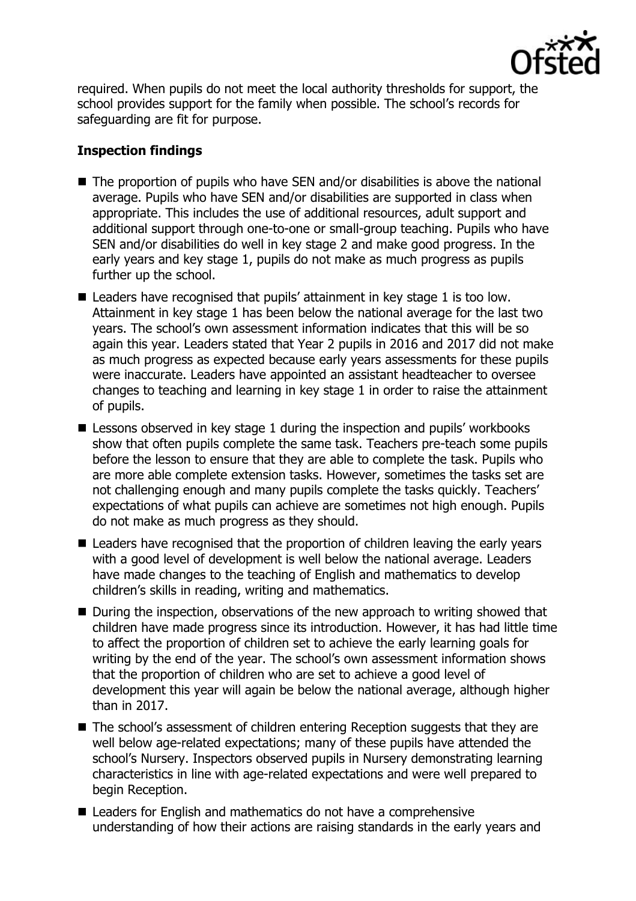required. When pupils do not meet the local authority thresholds for support, the school provides support for the family when possible. The school's records for safeguarding are fit for purpose.

### Inspection findings

- The proportion of pupils who have SEN and/or disabilities is above the national average. Pupils who have SEN and/or disabilities are supported in class when appropriate. This includes the use of additional resources, adult support and additional support through one-to-one or small-group teaching. Pupils who have SEN and/or disabilities do well in key stage 2 and make good progress. In the early years and key stage 1, pupils do not make as much progress as pupils further up the school.
- Leaders have recognised that pupils' attainment in key stage 1 is too low. Attainment in key stage 1 has been below the national average for the last two years. The school's own assessment information indicates that this will be so again this year. Leaders stated that Year 2 pupils in 2016 and 2017 did not make as much progress as expected because early years assessments for these pupils were inaccurate. Leaders have appointed an assistant headteacher to oversee changes to teaching and learning in key stage 1 in order to raise the attainment of pupils.
- Lessons observed in key stage 1 during the inspection and pupils' workbooks show that often pupils complete the same task. Teachers pre-teach some pupils before the lesson to ensure that they are able to complete the task. Pupils who are more able complete extension tasks. However, sometimes the tasks set are not challenging enough and many pupils complete the tasks quickly. Teachers' expectations of what pupils can achieve are sometimes not high enough. Pupils do not make as much progress as they should.
- Leaders have recognised that the proportion of children leaving the early years with a good level of development is well below the national average. Leaders have made changes to the teaching of English and mathematics to develop children's skills in reading, writing and mathematics.
- During the inspection, observations of the new approach to writing showed that children have made progress since its introduction. However, it has had little time to affect the proportion of children set to achieve the early learning goals for writing by the end of the year. The school's own assessment information shows that the proportion of children who are set to achieve a good level of development this year will again be below the national average, although higher than in 2017.
- The school's assessment of children entering Reception suggests that they are well below age-related expectations; many of these pupils have attended the school's Nursery. Inspectors observed pupils in Nursery demonstrating learning characteristics in line with age-related expectations and were well prepared to begin Reception.
- Leaders for English and mathematics do not have a comprehensive understanding of how their actions are raising standards in the early years and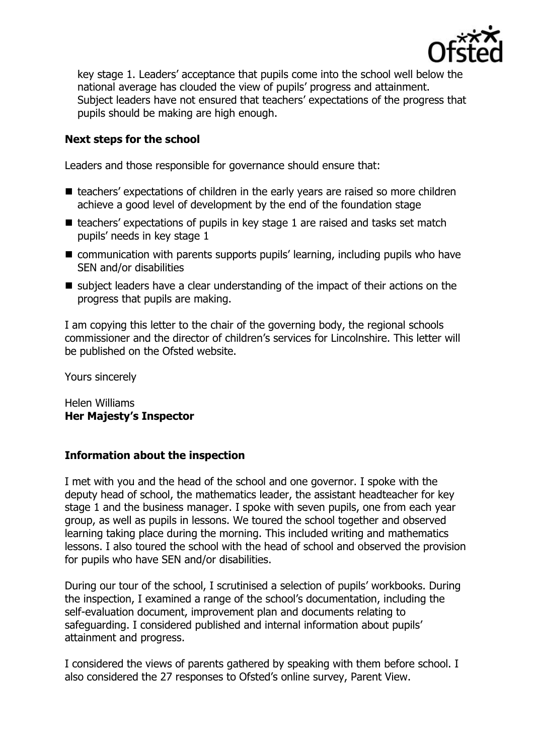key stage 1. Leaders' acceptance that pupils come into the school well below the national average has clouded the view of pupils' progress and attainment. Subject leaders have not ensured that teachers' expectations of the progress that pupils should be making are high enough.

**Next steps for the school**

Leaders and those responsible for governance should ensure that:

- teachers' expectations of children in the early years are raised so more children achieve a good level of development by the end of the foundation stage
- teachers' expectations of pupils in key stage 1 are raised and tasks set match pupils' needs in key stage 1
- communication with parents supports pupils' learning, including pupils who have SEN and/or disabilities
- subject leaders have a clear understanding of the impact of their actions on the progress that pupils are making.

I am copying this letter to the chair of the governing body, the regional schools commissioner and the director of children's services for Lincolnshire. This letter will be published on the Ofsted website.

Yours sincerely

Helen Williams
**Her Majesty's Inspector**

**Information about the inspection**

I met with you and the head of the school and one governor. I spoke with the deputy head of school, the mathematics leader, the assistant headteacher for key stage 1 and the business manager. I spoke with seven pupils, one from each year group, as well as pupils in lessons. We toured the school together and observed learning taking place during the morning. This included writing and mathematics lessons. I also toured the school with the head of school and observed the provision for pupils who have SEN and/or disabilities.

During our tour of the school, I scrutinised a selection of pupils' workbooks. During the inspection, I examined a range of the school's documentation, including the self-evaluation document, improvement plan and documents relating to safeguarding. I considered published and internal information about pupils' attainment and progress.

I considered the views of parents gathered by speaking with them before school. I also considered the 27 responses to Ofsted's online survey, Parent View.